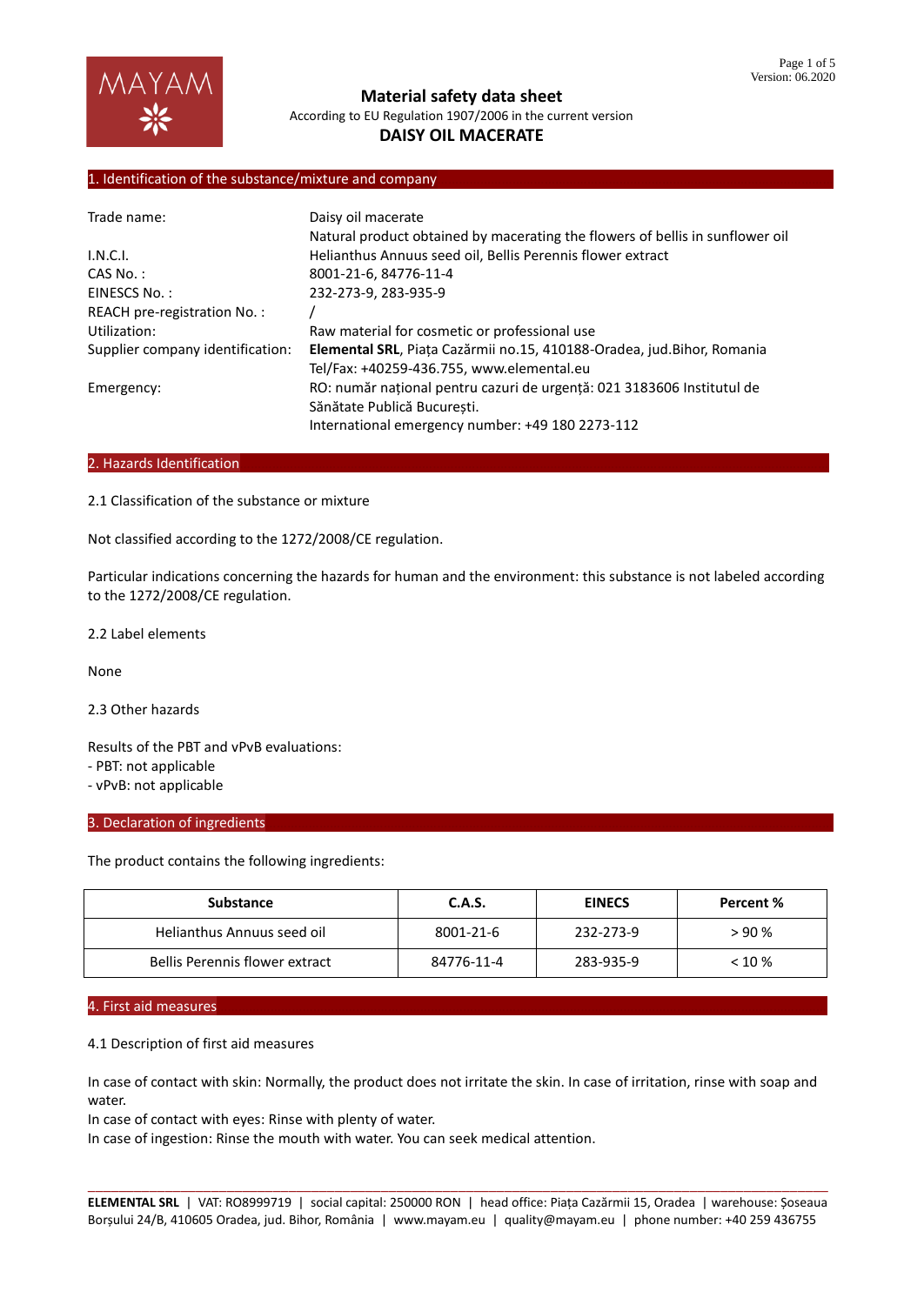# Material safety data sheet

According to EU Regulation 1907/2006 in the current version

**DAISY OIL MACERATE**

## 1. Identification of the substance/mixture and company

| | |
|---|---|
| Trade name: | Daisy oil macerate<br>Natural product obtained by macerating the flowers of bellis in sunflower oil |
| I.N.C.I. | Helianthus Annuus seed oil, Bellis Perennis flower extract |
| CAS No. : | 8001-21-6, 84776-11-4 |
| EINESCS No. : | 232-273-9, 283-935-9 |
| REACH pre-registration No. : | / |
| Utilization: | Raw material for cosmetic or professional use |
| Supplier company identification: | **Elemental SRL**, Piața Cazărmii no.15, 410188-Oradea, jud.Bihor, Romania<br>Tel/Fax: +40259-436.755, www.elemental.eu |
| Emergency: | RO: număr național pentru cazuri de urgență: 021 3183606 Institutul de Sănătate Publică București.<br>International emergency number: +49 180 2273-112 |

## 2. Hazards Identification

2.1 Classification of the substance or mixture

Not classified according to the 1272/2008/CE regulation.

Particular indications concerning the hazards for human and the environment: this substance is not labeled according to the 1272/2008/CE regulation.

2.2 Label elements

None

2.3 Other hazards

Results of the PBT and vPvB evaluations:
- PBT: not applicable
- vPvB: not applicable

## 3. Declaration of ingredients

The product contains the following ingredients:

| Substance | C.A.S. | EINECS | Percent % |
|---|---|---|---|
| Helianthus Annuus seed oil | 8001-21-6 | 232-273-9 | > 90 % |
| Bellis Perennis flower extract | 84776-11-4 | 283-935-9 | < 10 % |

## 4. First aid measures

4.1 Description of first aid measures

In case of contact with skin: Normally, the product does not irritate the skin. In case of irritation, rinse with soap and water.
In case of contact with eyes: Rinse with plenty of water.
In case of ingestion: Rinse the mouth with water. You can seek medical attention.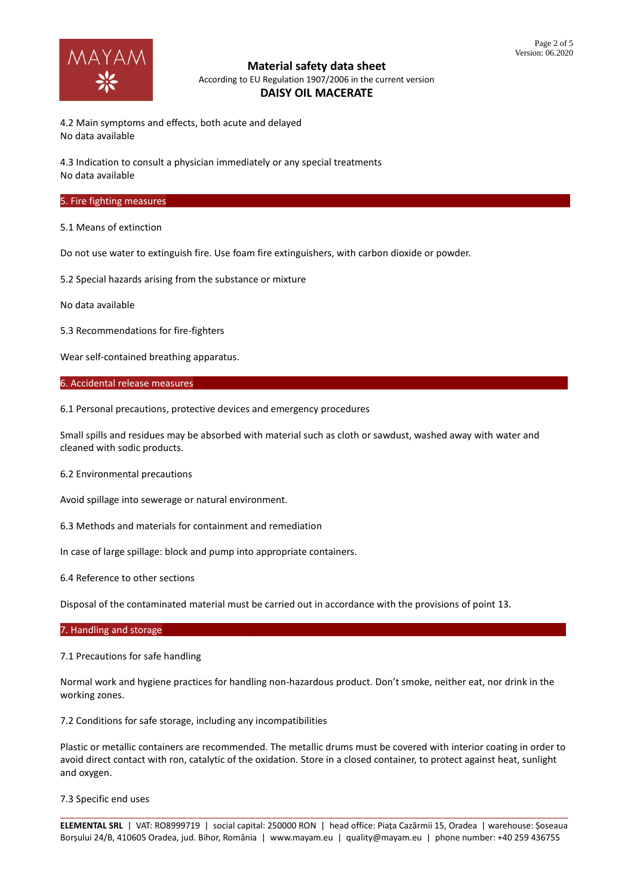4.2 Main symptoms and effects, both acute and delayed
No data available

4.3 Indication to consult a physician immediately or any special treatments
No data available

## 5. Fire fighting measures

5.1 Means of extinction

Do not use water to extinguish fire. Use foam fire extinguishers, with carbon dioxide or powder.

5.2 Special hazards arising from the substance or mixture

No data available

5.3 Recommendations for fire-fighters

Wear self-contained breathing apparatus.

## 6. Accidental release measures

6.1 Personal precautions, protective devices and emergency procedures

Small spills and residues may be absorbed with material such as cloth or sawdust, washed away with water and cleaned with sodic products.

6.2 Environmental precautions

Avoid spillage into sewerage or natural environment.

6.3 Methods and materials for containment and remediation

In case of large spillage: block and pump into appropriate containers.

6.4 Reference to other sections

Disposal of the contaminated material must be carried out in accordance with the provisions of point 13.

## 7. Handling and storage

7.1 Precautions for safe handling

Normal work and hygiene practices for handling non-hazardous product. Don't smoke, neither eat, nor drink in the working zones.

7.2 Conditions for safe storage, including any incompatibilities

Plastic or metallic containers are recommended. The metallic drums must be covered with interior coating in order to avoid direct contact with ron, catalytic of the oxidation. Store in a closed container, to protect against heat, sunlight and oxygen.

7.3 Specific end uses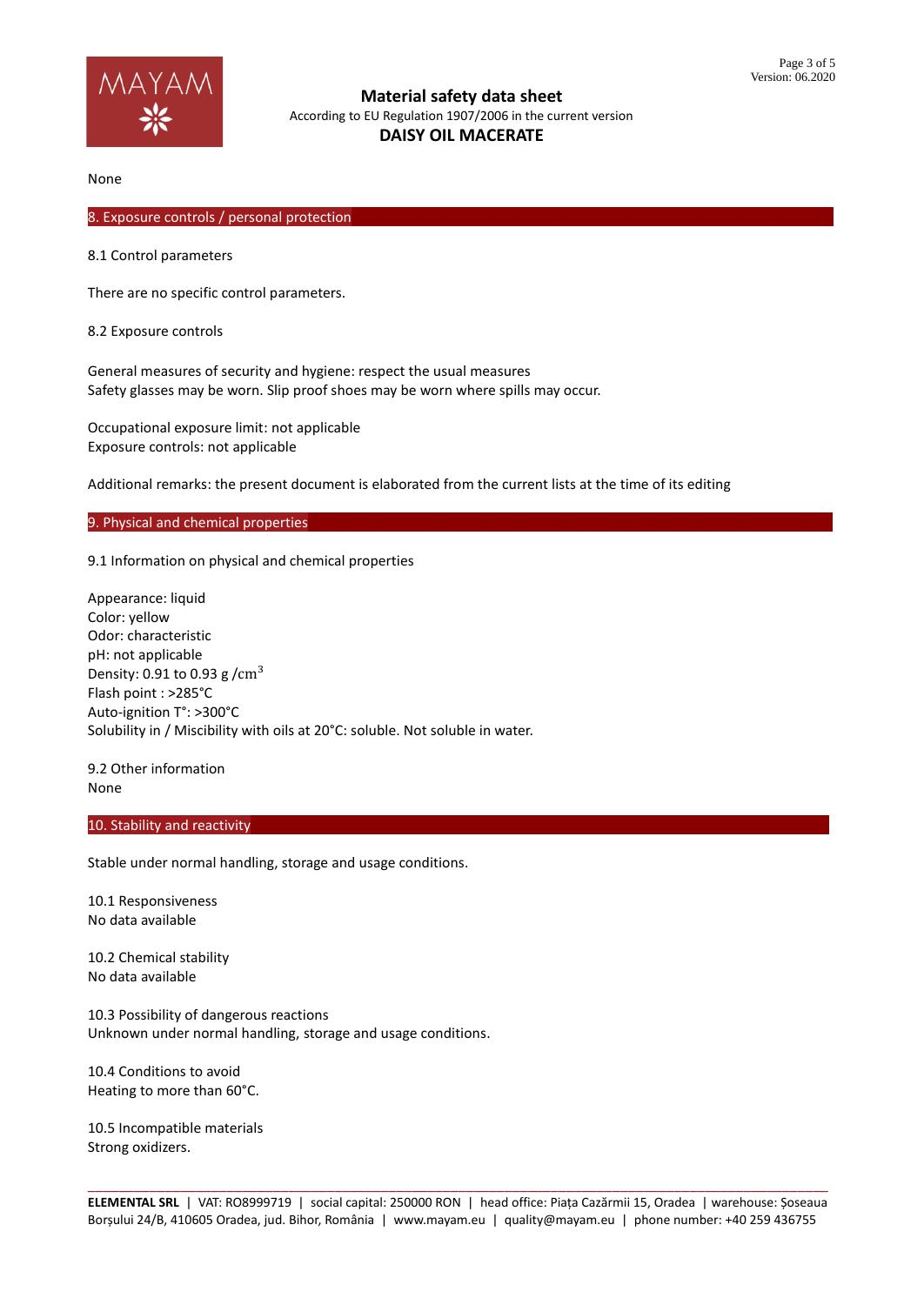None

## 8. Exposure controls / personal protection

8.1 Control parameters

There are no specific control parameters.

8.2 Exposure controls

General measures of security and hygiene: respect the usual measures
Safety glasses may be worn. Slip proof shoes may be worn where spills may occur.

Occupational exposure limit: not applicable
Exposure controls: not applicable

Additional remarks: the present document is elaborated from the current lists at the time of its editing

## 9. Physical and chemical properties

9.1 Information on physical and chemical properties

Appearance: liquid
Color: yellow
Odor: characteristic
pH: not applicable
Density: 0.91 to 0.93 g $/cm^3$
Flash point : >285°C
Auto-ignition T°: >300°C
Solubility in / Miscibility with oils at 20°C: soluble. Not soluble in water.

9.2 Other information
None

## 10. Stability and reactivity

Stable under normal handling, storage and usage conditions.

10.1 Responsiveness
No data available

10.2 Chemical stability
No data available

10.3 Possibility of dangerous reactions
Unknown under normal handling, storage and usage conditions.

10.4 Conditions to avoid
Heating to more than 60°C.

10.5 Incompatible materials
Strong oxidizers.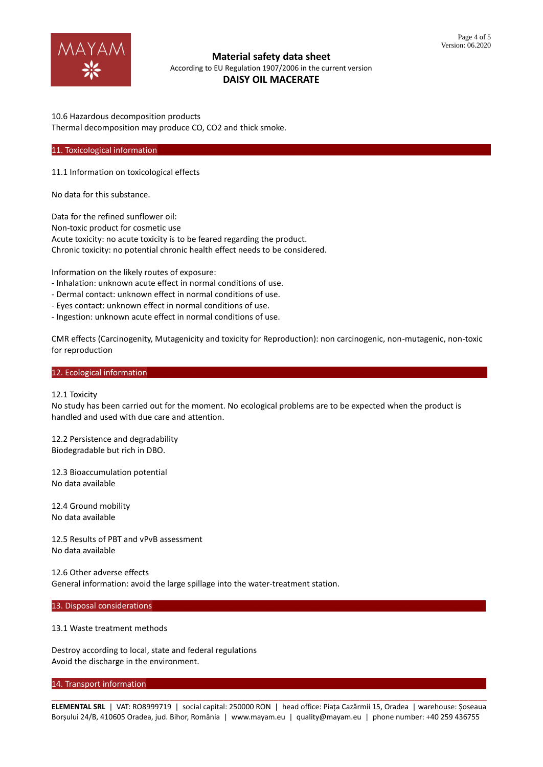10.6 Hazardous decomposition products
Thermal decomposition may produce CO, $CO_2$ and thick smoke.

## 11. Toxicological information

11.1 Information on toxicological effects

No data for this substance.

Data for the refined sunflower oil:
Non-toxic product for cosmetic use
Acute toxicity: no acute toxicity is to be feared regarding the product.
Chronic toxicity: no potential chronic health effect needs to be considered.

Information on the likely routes of exposure:
- Inhalation: unknown acute effect in normal conditions of use.
- Dermal contact: unknown effect in normal conditions of use.
- Eyes contact: unknown effect in normal conditions of use.
- Ingestion: unknown acute effect in normal conditions of use.

CMR effects (Carcinogenity, Mutagenicity and toxicity for Reproduction): non carcinogenic, non-mutagenic, non-toxic for reproduction

## 12. Ecological information

12.1 Toxicity
No study has been carried out for the moment. No ecological problems are to be expected when the product is handled and used with due care and attention.

12.2 Persistence and degradability
Biodegradable but rich in DBO.

12.3 Bioaccumulation potential
No data available

12.4 Ground mobility
No data available

12.5 Results of PBT and vPvB assessment
No data available

12.6 Other adverse effects
General information: avoid the large spillage into the water-treatment station.

## 13. Disposal considerations

13.1 Waste treatment methods

Destroy according to local, state and federal regulations
Avoid the discharge in the environment.

## 14. Transport information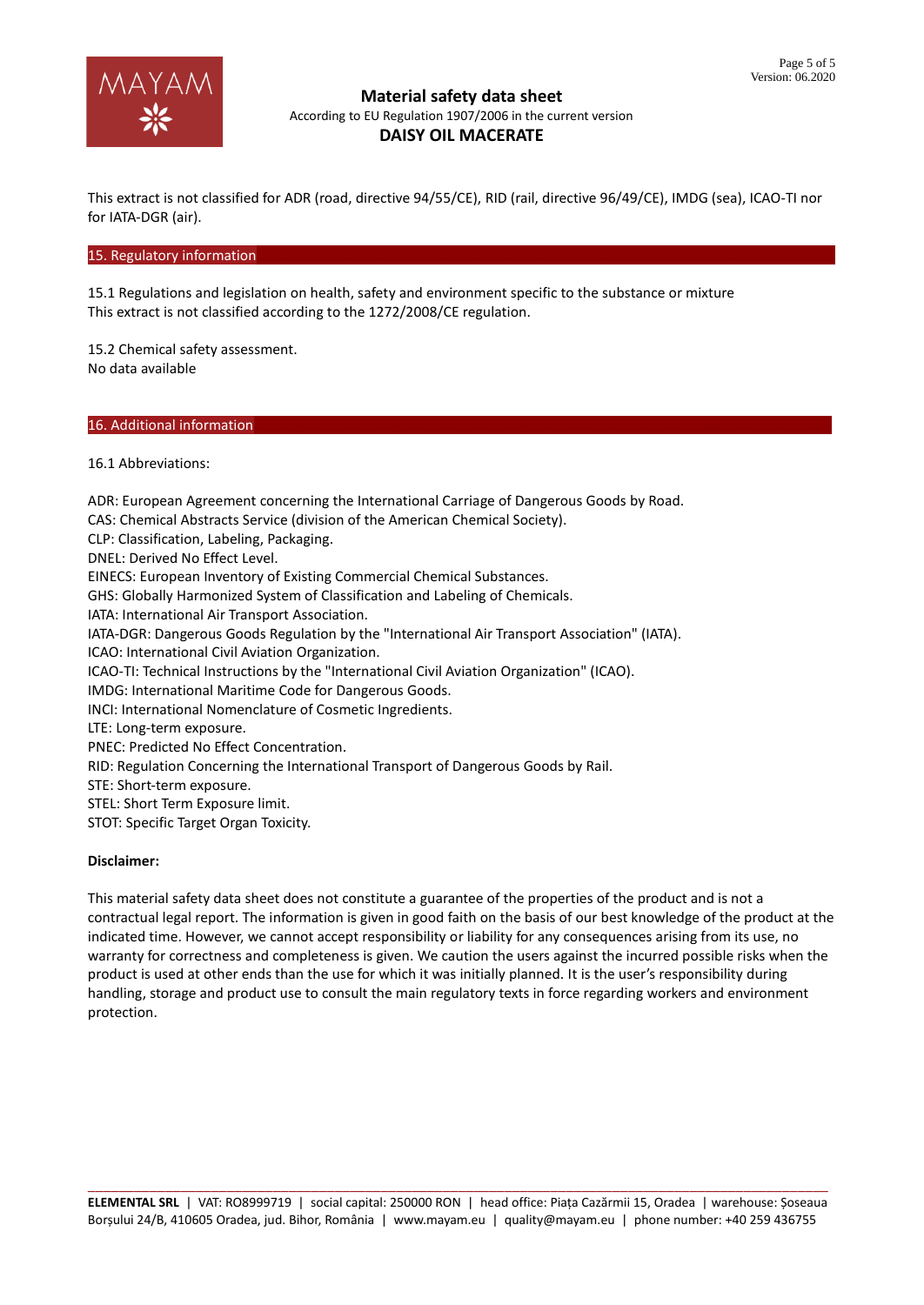This extract is not classified for ADR (road, directive 94/55/CE), RID (rail, directive 96/49/CE), IMDG (sea), ICAO-TI nor for IATA-DGR (air).

## 15. Regulatory information

15.1 Regulations and legislation on health, safety and environment specific to the substance or mixture
This extract is not classified according to the 1272/2008/CE regulation.

15.2 Chemical safety assessment.
No data available

## 16. Additional information

16.1 Abbreviations:

ADR: European Agreement concerning the International Carriage of Dangerous Goods by Road.
CAS: Chemical Abstracts Service (division of the American Chemical Society).
CLP: Classification, Labeling, Packaging.
DNEL: Derived No Effect Level.
EINECS: European Inventory of Existing Commercial Chemical Substances.
GHS: Globally Harmonized System of Classification and Labeling of Chemicals.
IATA: International Air Transport Association.
IATA-DGR: Dangerous Goods Regulation by the "International Air Transport Association" (IATA).
ICAO: International Civil Aviation Organization.
ICAO-TI: Technical Instructions by the "International Civil Aviation Organization" (ICAO).
IMDG: International Maritime Code for Dangerous Goods.
INCI: International Nomenclature of Cosmetic Ingredients.
LTE: Long-term exposure.
PNEC: Predicted No Effect Concentration.
RID: Regulation Concerning the International Transport of Dangerous Goods by Rail.
STE: Short-term exposure.
STEL: Short Term Exposure limit.
STOT: Specific Target Organ Toxicity.

**Disclaimer:**

This material safety data sheet does not constitute a guarantee of the properties of the product and is not a contractual legal report. The information is given in good faith on the basis of our best knowledge of the product at the indicated time. However, we cannot accept responsibility or liability for any consequences arising from its use, no warranty for correctness and completeness is given. We caution the users against the incurred possible risks when the product is used at other ends than the use for which it was initially planned. It is the user's responsibility during handling, storage and product use to consult the main regulatory texts in force regarding workers and environment protection.